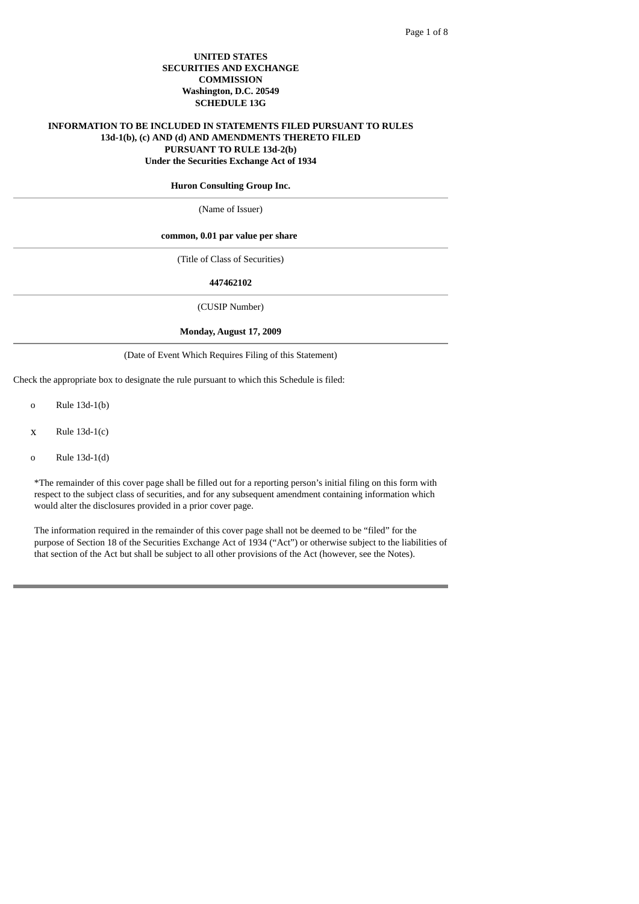**UNITED STATES SECURITIES AND EXCHANGE COMMISSION**
**Washington, D.C. 20549**
**SCHEDULE 13G**

**INFORMATION TO BE INCLUDED IN STATEMENTS FILED PURSUANT TO RULES 13d-1(b), (c) AND (d) AND AMENDMENTS THERETO FILED PURSUANT TO RULE 13d-2(b)**
**Under the Securities Exchange Act of 1934**

**Huron Consulting Group Inc.**

(Name of Issuer)

**common, 0.01 par value per share**

(Title of Class of Securities)

**447462102**

(CUSIP Number)

**Monday, August 17, 2009**

(Date of Event Which Requires Filing of this Statement)

Check the appropriate box to designate the rule pursuant to which this Schedule is filed:

o Rule 13d-1(b)

x Rule 13d-1(c)

o Rule 13d-1(d)

*The remainder of this cover page shall be filled out for a reporting person's initial filing on this form with respect to the subject class of securities, and for any subsequent amendment containing information which would alter the disclosures provided in a prior cover page.

The information required in the remainder of this cover page shall not be deemed to be "filed" for the purpose of Section 18 of the Securities Exchange Act of 1934 ("Act") or otherwise subject to the liabilities of that section of the Act but shall be subject to all other provisions of the Act (however, see the Notes).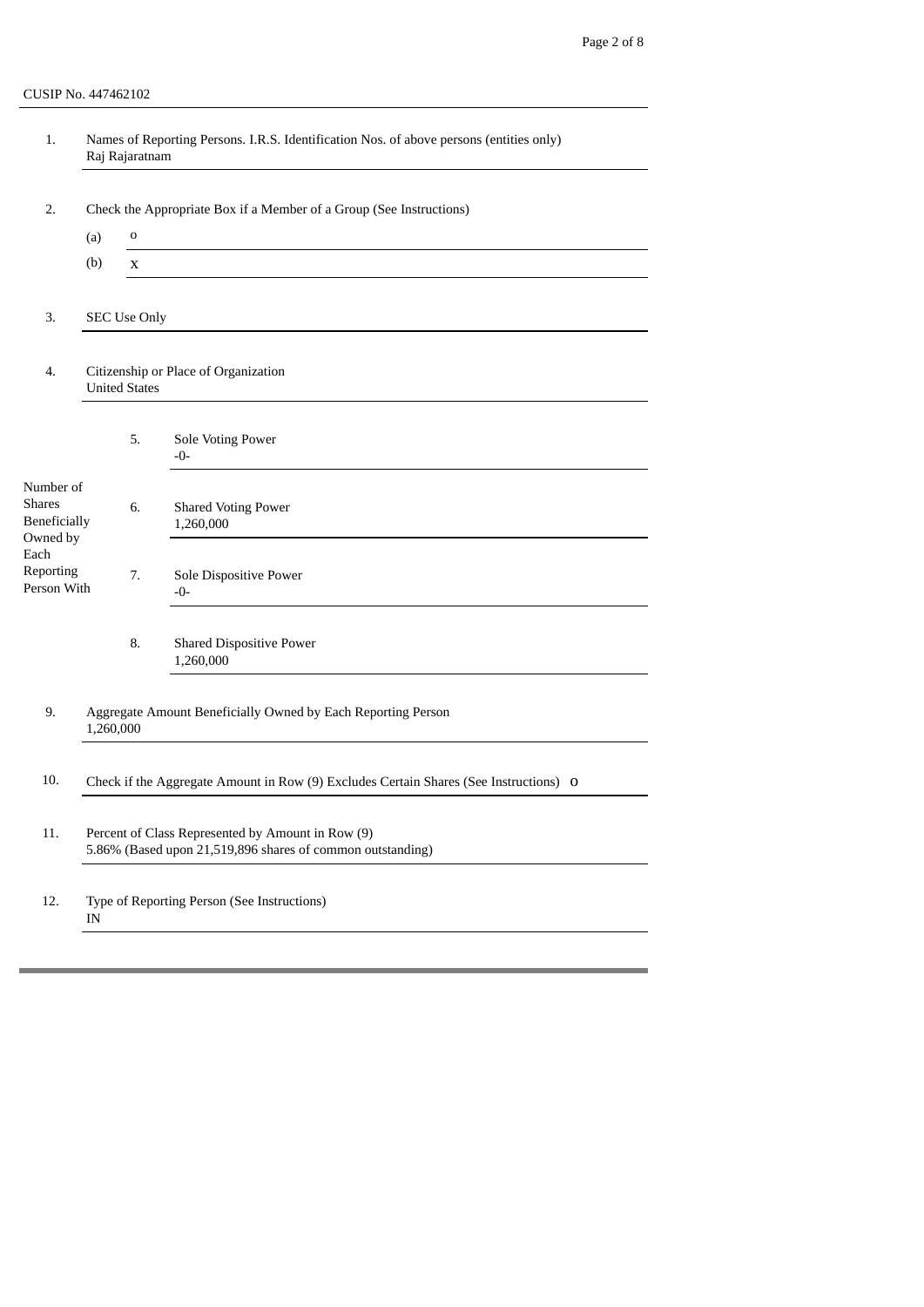CUSIP No. 447462102

| | | | |
|---|---|---|---|
| 1. | Names of Reporting Persons. I.R.S. Identification Nos. of above persons (entities only)<br>Raj Rajaratnam | | |
| 2. | Check the Appropriate Box if a Member of a Group (See Instructions)<br>(a) o<br>(b) x | | |
| 3. | SEC Use Only | | |
| 4. | Citizenship or Place of Organization<br>United States | | |
| Number of Shares Beneficially Owned by Each Reporting Person With | 5. | Sole Voting Power<br>-0- | |
| | 6. | Shared Voting Power<br>1,260,000 | |
| | 7. | Sole Dispositive Power<br>-0- | |
| | 8. | Shared Dispositive Power<br>1,260,000 | |
| 9. | Aggregate Amount Beneficially Owned by Each Reporting Person<br>1,260,000 | | |
| 10. | Check if the Aggregate Amount in Row (9) Excludes Certain Shares (See Instructions) o | | |
| 11. | Percent of Class Represented by Amount in Row (9)<br>5.86% (Based upon 21,519,896 shares of common outstanding) | | |
| 12. | Type of Reporting Person (See Instructions)<br>IN | | |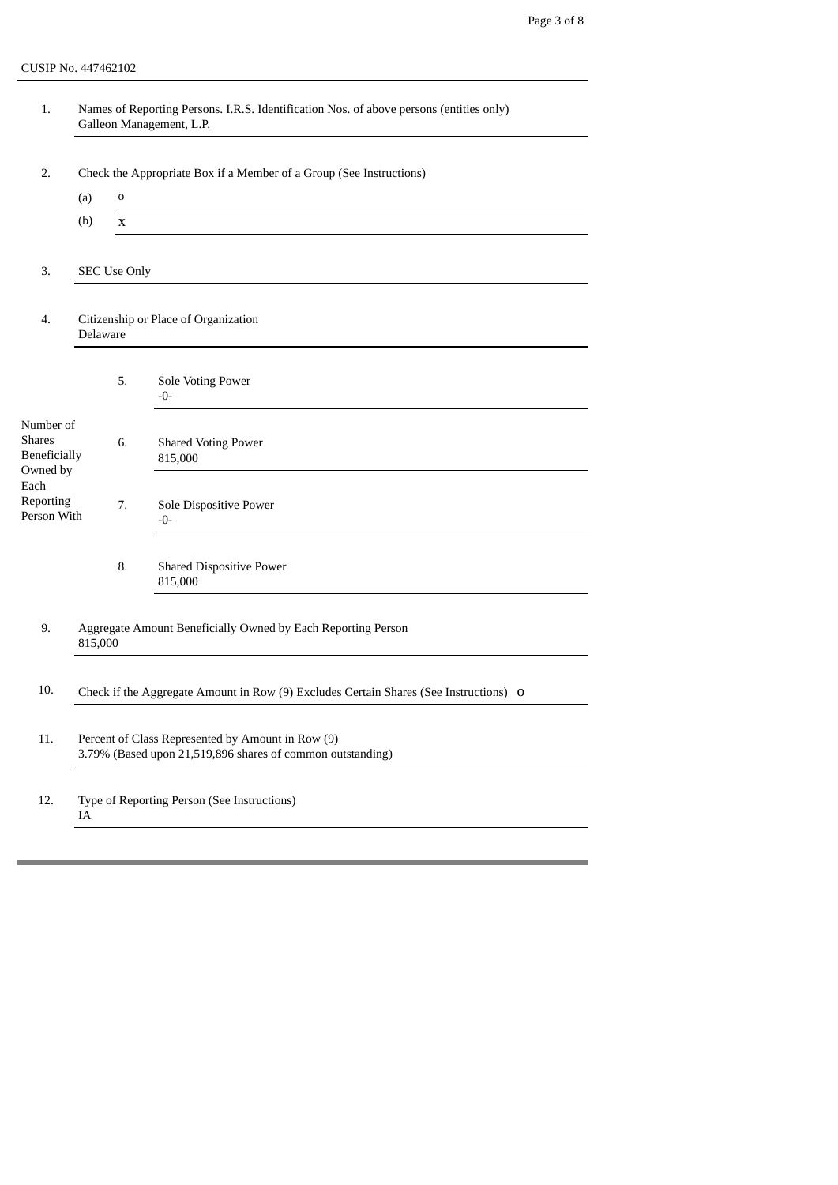CUSIP No. 447462102

| | | | |
|---|---|---|---|
| 1. | Names of Reporting Persons. I.R.S. Identification Nos. of above persons (entities only)<br>Galleon Management, L.P. | | |
| 2. | Check the Appropriate Box if a Member of a Group (See Instructions)<br>(a) o<br>(b) x | | |
| 3. | SEC Use Only | | |
| 4. | Citizenship or Place of Organization<br>Delaware | | |
| Number of Shares Beneficially Owned by Each Reporting Person With | 5. | Sole Voting Power<br>-0- | |
| | 6. | Shared Voting Power<br>815,000 | |
| | 7. | Sole Dispositive Power<br>-0- | |
| | 8. | Shared Dispositive Power<br>815,000 | |
| 9. | Aggregate Amount Beneficially Owned by Each Reporting Person<br>815,000 | | |
| 10. | Check if the Aggregate Amount in Row (9) Excludes Certain Shares (See Instructions) o | | |
| 11. | Percent of Class Represented by Amount in Row (9)<br>3.79% (Based upon 21,519,896 shares of common outstanding) | | |
| 12. | Type of Reporting Person (See Instructions)<br>IA | | |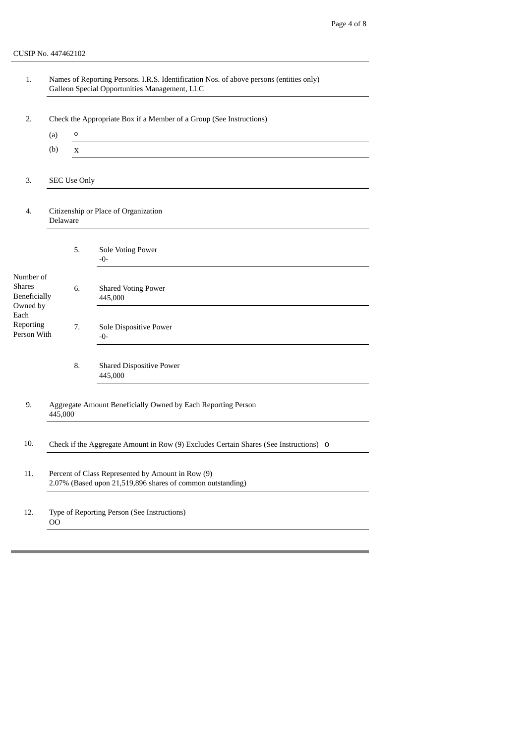CUSIP No. 447462102

| | | | |
|---|---|---|---|
| 1. | Names of Reporting Persons. I.R.S. Identification Nos. of above persons (entities only)<br>Galleon Special Opportunities Management, LLC | | |
| 2. | Check the Appropriate Box if a Member of a Group (See Instructions)<br>(a) o<br>(b) x | | |
| 3. | SEC Use Only | | |
| 4. | Citizenship or Place of Organization<br>Delaware | | |
| Number of Shares Beneficially Owned by Each Reporting Person With | 5. | Sole Voting Power<br>-0- | |
| | 6. | Shared Voting Power<br>445,000 | |
| | 7. | Sole Dispositive Power<br>-0- | |
| | 8. | Shared Dispositive Power<br>445,000 | |
| 9. | Aggregate Amount Beneficially Owned by Each Reporting Person<br>445,000 | | |
| 10. | Check if the Aggregate Amount in Row (9) Excludes Certain Shares (See Instructions) o | | |
| 11. | Percent of Class Represented by Amount in Row (9)<br>2.07% (Based upon 21,519,896 shares of common outstanding) | | |
| 12. | Type of Reporting Person (See Instructions)<br>OO | | |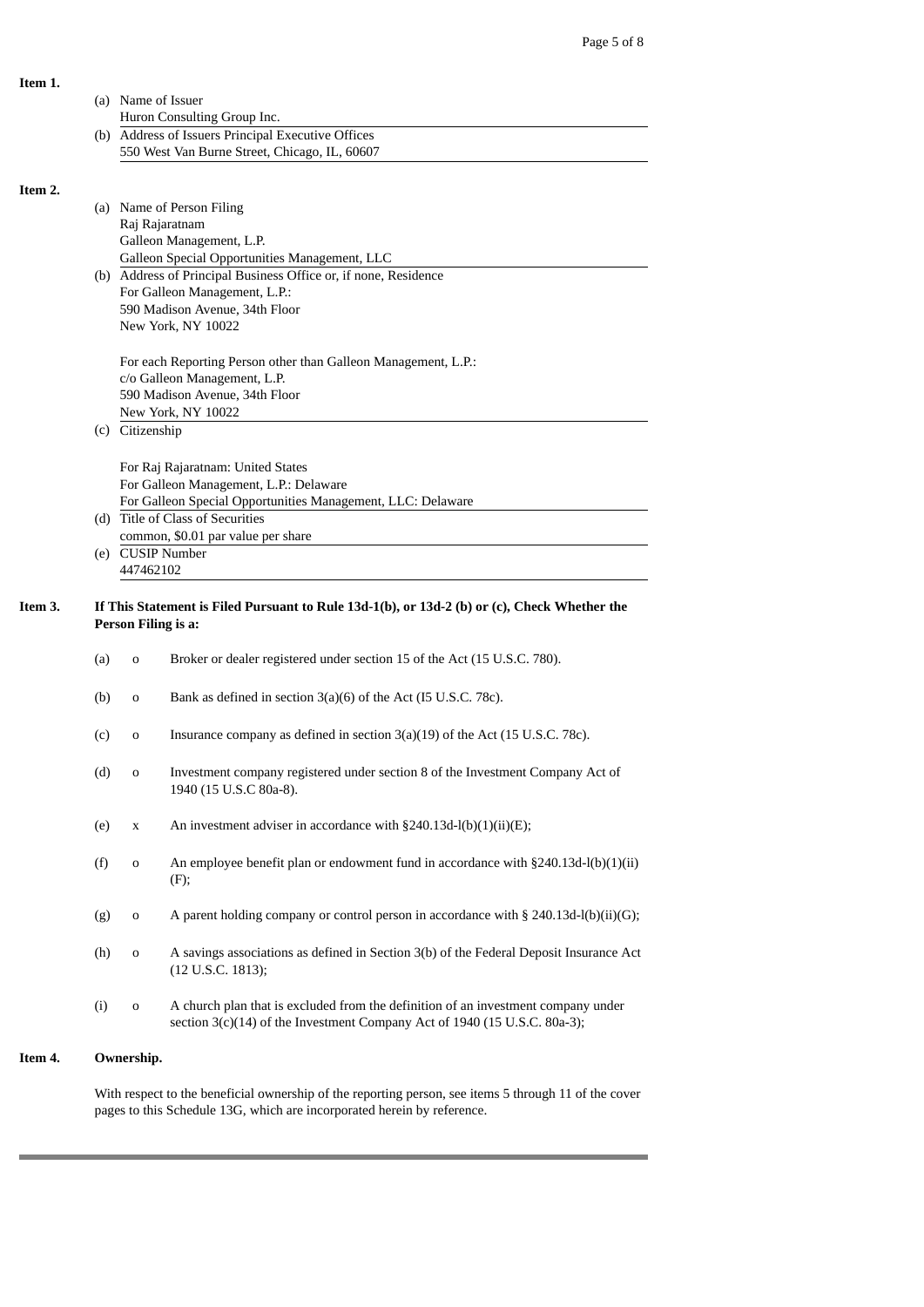**Item 1.**

(a) Name of Issuer
Huron Consulting Group Inc.

(b) Address of Issuers Principal Executive Offices
550 West Van Burne Street, Chicago, IL, 60607

**Item 2.**

(a) Name of Person Filing
Raj Rajaratnam
Galleon Management, L.P.
Galleon Special Opportunities Management, LLC

(b) Address of Principal Business Office or, if none, Residence
For Galleon Management, L.P.:
590 Madison Avenue, 34th Floor
New York, NY 10022

For each Reporting Person other than Galleon Management, L.P.:
c/o Galleon Management, L.P.
590 Madison Avenue, 34th Floor
New York, NY 10022

(c) Citizenship

For Raj Rajaratnam: United States
For Galleon Management, L.P.: Delaware
For Galleon Special Opportunities Management, LLC: Delaware

(d) Title of Class of Securities
common, $0.01 par value per share

(e) CUSIP Number
447462102

**Item 3. If This Statement is Filed Pursuant to Rule 13d-1(b), or 13d-2 (b) or (c), Check Whether the Person Filing is a:**

(a) o Broker or dealer registered under section 15 of the Act (15 U.S.C. 780).

(b) o Bank as defined in section 3(a)(6) of the Act (I5 U.S.C. 78c).

(c) o Insurance company as defined in section 3(a)(19) of the Act (15 U.S.C. 78c).

(d) o Investment company registered under section 8 of the Investment Company Act of 1940 (15 U.S.C 80a-8).

(e) x An investment adviser in accordance with §240.13d-l(b)(1)(ii)(E);

(f) o An employee benefit plan or endowment fund in accordance with §240.13d-l(b)(1)(ii)(F);

(g) o A parent holding company or control person in accordance with § 240.13d-l(b)(ii)(G);

(h) o A savings associations as defined in Section 3(b) of the Federal Deposit Insurance Act (12 U.S.C. 1813);

(i) o A church plan that is excluded from the definition of an investment company under section 3(c)(14) of the Investment Company Act of 1940 (15 U.S.C. 80a-3);

**Item 4. Ownership.**

With respect to the beneficial ownership of the reporting person, see items 5 through 11 of the cover pages to this Schedule 13G, which are incorporated herein by reference.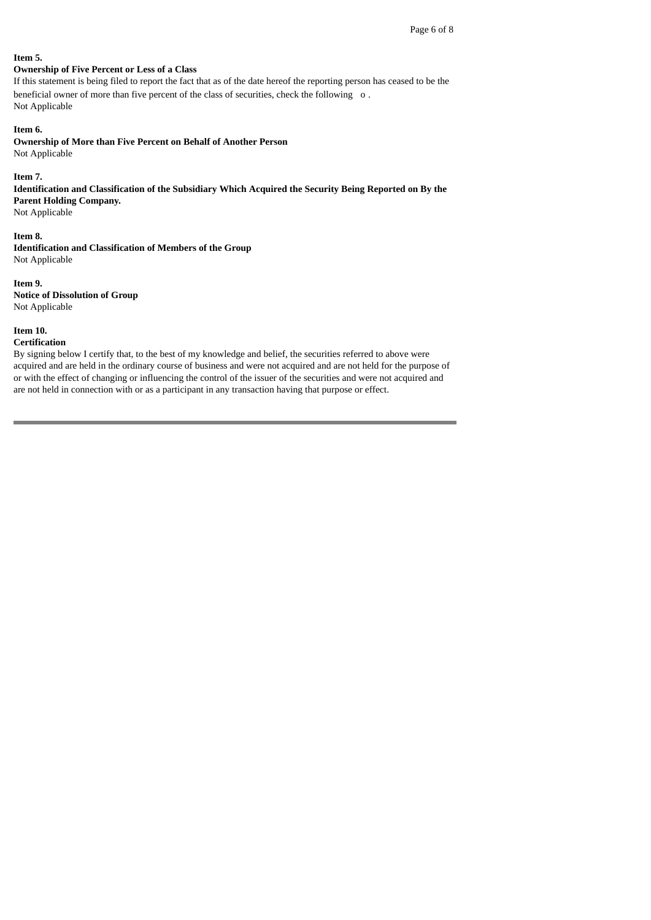**Item 5.**

**Ownership of Five Percent or Less of a Class**

If this statement is being filed to report the fact that as of the date hereof the reporting person has ceased to be the beneficial owner of more than five percent of the class of securities, check the following o .

Not Applicable

**Item 6.**

**Ownership of More than Five Percent on Behalf of Another Person**

Not Applicable

**Item 7.**

**Identification and Classification of the Subsidiary Which Acquired the Security Being Reported on By the Parent Holding Company.**

Not Applicable

**Item 8.**

**Identification and Classification of Members of the Group**

Not Applicable

**Item 9.**

**Notice of Dissolution of Group**

Not Applicable

**Item 10.**

**Certification**

By signing below I certify that, to the best of my knowledge and belief, the securities referred to above were acquired and are held in the ordinary course of business and were not acquired and are not held for the purpose of or with the effect of changing or influencing the control of the issuer of the securities and were not acquired and are not held in connection with or as a participant in any transaction having that purpose or effect.

---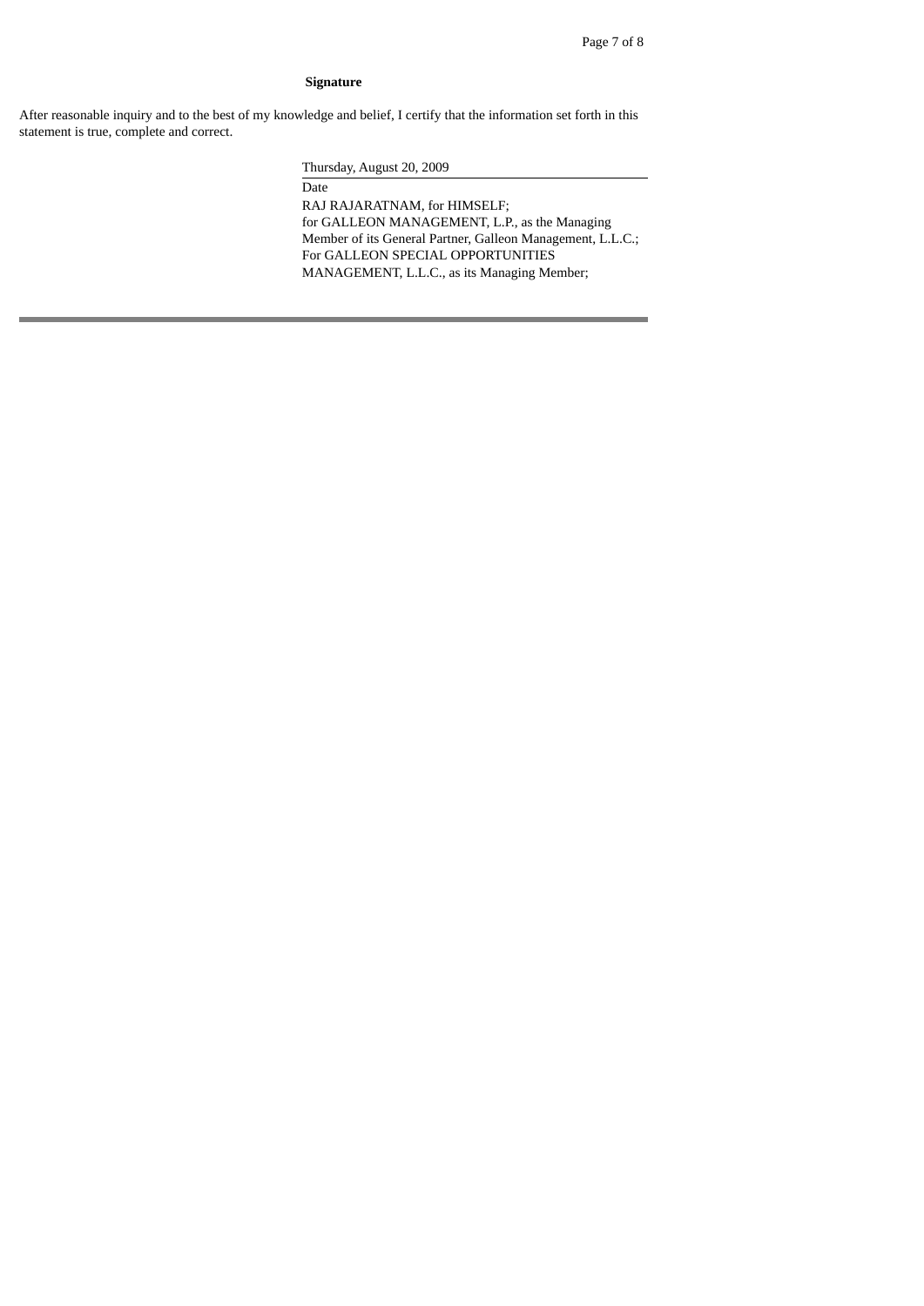**Signature**

After reasonable inquiry and to the best of my knowledge and belief, I certify that the information set forth in this statement is true, complete and correct.

Thursday, August 20, 2009

Date

RAJ RAJARATNAM, for HIMSELF;
for GALLEON MANAGEMENT, L.P., as the Managing Member of its General Partner, Galleon Management, L.L.C.;
For GALLEON SPECIAL OPPORTUNITIES MANAGEMENT, L.L.C., as its Managing Member;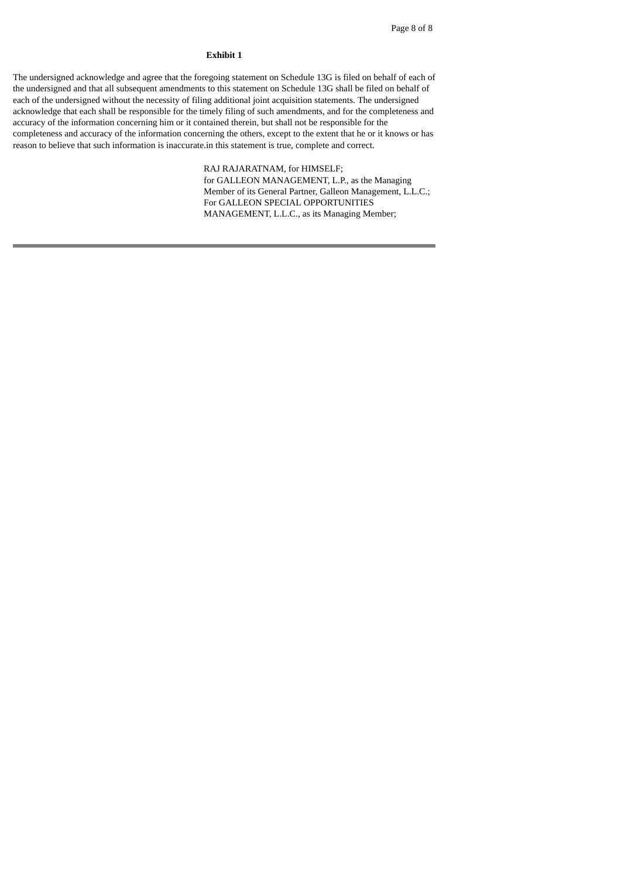**Exhibit 1**

The undersigned acknowledge and agree that the foregoing statement on Schedule 13G is filed on behalf of each of the undersigned and that all subsequent amendments to this statement on Schedule 13G shall be filed on behalf of each of the undersigned without the necessity of filing additional joint acquisition statements. The undersigned acknowledge that each shall be responsible for the timely filing of such amendments, and for the completeness and accuracy of the information concerning him or it contained therein, but shall not be responsible for the completeness and accuracy of the information concerning the others, except to the extent that he or it knows or has reason to believe that such information is inaccurate.in this statement is true, complete and correct.

RAJ RAJARATNAM, for HIMSELF;
for GALLEON MANAGEMENT, L.P., as the Managing Member of its General Partner, Galleon Management, L.L.C.;
For GALLEON SPECIAL OPPORTUNITIES MANAGEMENT, L.L.C., as its Managing Member;